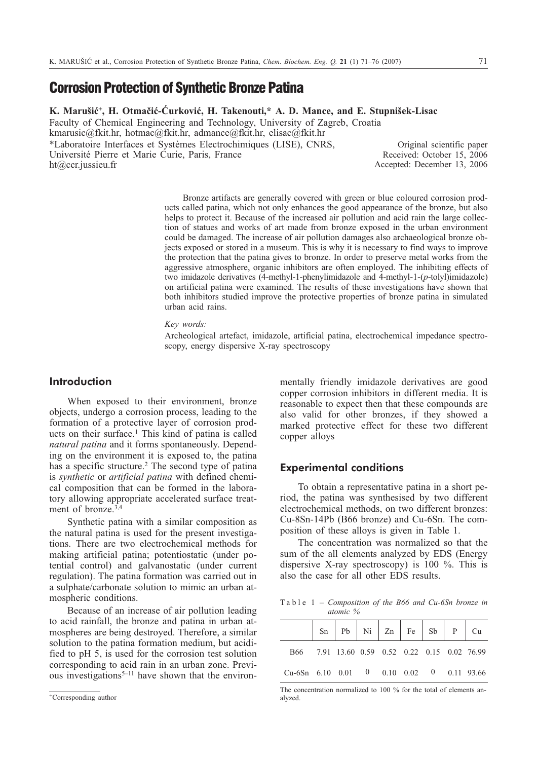# Corrosion Protection of Synthetic Bronze Patina

**K. Marušić[+], H. Otmačić-Ćurković, H. Takenouti,* A. D. Mance, and E. Stupnišek-Lisac**

Faculty of Chemical Engineering and Technology, University of Zagreb, Croatia
kmarusic@fkit.hr, hotmac@fkit.hr, admance@fkit.hr, elisac@fkit.hr
*Laboratoire Interfaces et Systèmes Electrochimiques (LISE), CNRS, Université Pierre et Marie Curie, Paris, France
ht@ccr.jussieu.fr

Original scientific paper
Received: October 15, 2006
Accepted: December 13, 2006

Bronze artifacts are generally covered with green or blue coloured corrosion products called patina, which not only enhances the good appearance of the bronze, but also helps to protect it. Because of the increased air pollution and acid rain the large collection of statues and works of art made from bronze exposed in the urban environment could be damaged. The increase of air pollution damages also archaeological bronze objects exposed or stored in a museum. This is why it is necessary to find ways to improve the protection that the patina gives to bronze. In order to preserve metal works from the aggressive atmosphere, organic inhibitors are often employed. The inhibiting effects of two imidazole derivatives (4-methyl-1-phenylimidazole and 4-methyl-1-(*p*-tolyl)imidazole) on artificial patina were examined. The results of these investigations have shown that both inhibitors studied improve the protective properties of bronze patina in simulated urban acid rains.

*Key words:*

Archeological artefact, imidazole, artificial patina, electrochemical impedance spectroscopy, energy dispersive X-ray spectroscopy

## Introduction

When exposed to their environment, bronze objects, undergo a corrosion process, leading to the formation of a protective layer of corrosion products on their surface.[1] This kind of patina is called *natural patina* and it forms spontaneously. Depending on the environment it is exposed to, the patina has a specific structure.[2] The second type of patina is *synthetic* or *artificial patina* with defined chemical composition that can be formed in the laboratory allowing appropriate accelerated surface treatment of bronze.[3,4]

Synthetic patina with a similar composition as the natural patina is used for the present investigations. There are two electrochemical methods for making artificial patina; potentiostatic (under potential control) and galvanostatic (under current regulation). The patina formation was carried out in a sulphate/carbonate solution to mimic an urban atmospheric conditions.

Because of an increase of air pollution leading to acid rainfall, the bronze and patina in urban atmospheres are being destroyed. Therefore, a similar solution to the patina formation medium, but acidified to pH 5, is used for the corrosion test solution corresponding to acid rain in an urban zone. Previous investigations[5–11] have shown that the environmentally friendly imidazole derivatives are good copper corrosion inhibitors in different media. It is reasonable to expect then that these compounds are also valid for other bronzes, if they showed a marked protective effect for these two different copper alloys

## Experimental conditions

To obtain a representative patina in a short period, the patina was synthesised by two different electrochemical methods, on two different bronzes: Cu-8Sn-14Pb (B66 bronze) and Cu-6Sn. The composition of these alloys is given in Table 1.

The concentration was normalized so that the sum of the all elements analyzed by EDS (Energy dispersive X-ray spectroscopy) is 100 %. This is also the case for all other EDS results.

Table 1 – *Composition of the B66 and Cu-6Sn bronze in atomic %*

| | Sn | Pb | Ni | Zn | Fe | Sb | P | Cu |
|---|---|---|---|---|---|---|---|---|
| B66 | 7.91 | 13.60 | 0.59 | 0.52 | 0.22 | 0.15 | 0.02 | 76.99 |
| Cu-6Sn | 6.10 | 0.01 | 0 | 0.10 | 0.02 | 0 | 0.11 | 93.66 |

The concentration normalized to 100 % for the total of elements analyzed.

[+]Corresponding author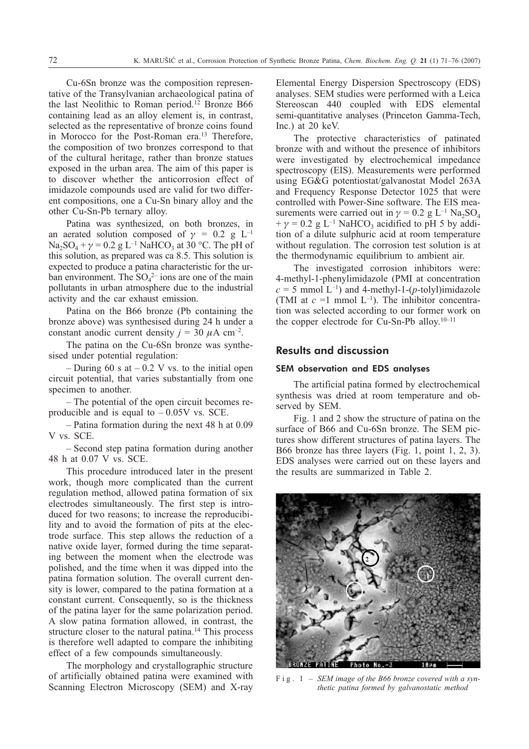Cu-6Sn bronze was the composition representative of the Transylvanian archaeological patina of the last Neolithic to Roman period.[12] Bronze B66 containing lead as an alloy element is, in contrast, selected as the representative of bronze coins found in Morocco for the Post-Roman era.[13] Therefore, the composition of two bronzes correspond to that of the cultural heritage, rather than bronze statues exposed in the urban area. The aim of this paper is to discover whether the anticorrosion effect of imidazole compounds used are valid for two different compositions, one a Cu-Sn binary alloy and the other Cu-Sn-Pb ternary alloy.

Patina was synthesized, on both bronzes, in an aerated solution composed of $\gamma$ = 0.2 g $L^{-1}$ $Na_2SO_4$ + $\gamma$ = 0.2 g $L^{-1}$ $NaHCO_3$ at 30 °C. The pH of this solution, as prepared was ca 8.5. This solution is expected to produce a patina characteristic for the urban environment. The $SO_4^{2-}$ ions are one of the main pollutants in urban atmosphere due to the industrial activity and the car exhaust emission.

Patina on the B66 bronze (Pb containing the bronze above) was synthesised during 24 h under a constant anodic current density $j$ = 30 $\mu$A $cm^{-2}$.

The patina on the Cu-6Sn bronze was synthesised under potential regulation:

– During 60 s at – 0.2 V vs. to the initial open circuit potential, that varies substantially from one specimen to another.

– The potential of the open circuit becomes reproducible and is equal to – 0.05V vs. SCE.

– Patina formation during the next 48 h at 0.09 V vs. SCE.

– Second step patina formation during another 48 h at 0.07 V vs. SCE.

This procedure introduced later in the present work, though more complicated than the current regulation method, allowed patina formation of six electrodes simultaneously. The first step is introduced for two reasons; to increase the reproducibility and to avoid the formation of pits at the electrode surface. This step allows the reduction of a native oxide layer, formed during the time separating between the moment when the electrode was polished, and the time when it was dipped into the patina formation solution. The overall current density is lower, compared to the patina formation at a constant current. Consequently, so is the thickness of the patina layer for the same polarization period. A slow patina formation allowed, in contrast, the structure closer to the natural patina.[14] This process is therefore well adapted to compare the inhibiting effect of a few compounds simultaneously.

The morphology and crystallographic structure of artificially obtained patina were examined with Scanning Electron Microscopy (SEM) and X-ray Elemental Energy Dispersion Spectroscopy (EDS) analyses. SEM studies were performed with a Leica Stereoscan 440 coupled with EDS elemental semi-quantitative analyses (Princeton Gamma-Tech, Inc.) at 20 keV.

The protective characteristics of patinated bronze with and without the presence of inhibitors were investigated by electrochemical impedance spectroscopy (EIS). Measurements were performed using EG&G potentiostat/galvanostat Model 263A and Frequency Response Detector 1025 that were controlled with Power-Sine software. The EIS measurements were carried out in $\gamma$ = 0.2 g $L^{-1}$ $Na_2SO_4$ + $\gamma$ = 0.2 g $L^{-1}$ $NaHCO_3$ acidified to pH 5 by addition of a dilute sulphuric acid at room temperature without regulation. The corrosion test solution is at the thermodynamic equilibrium to ambient air.

The investigated corrosion inhibitors were: 4-methyl-1-phenylimidazole (PMI at concentration $c$ = 5 mmol $L^{-1}$) and 4-methyl-1-(*p*-tolyl)imidazole (TMI at $c$ =1 mmol $L^{-1}$). The inhibitor concentration was selected according to our former work on the copper electrode for Cu-Sn-Pb alloy.[10–11]

## Results and discussion

### SEM observation and EDS analyses

The artificial patina formed by electrochemical synthesis was dried at room temperature and observed by SEM.

Fig. 1 and 2 show the structure of patina on the surface of B66 and Cu-6Sn bronze. The SEM pictures show different structures of patina layers. The B66 bronze has three layers (Fig. 1, point 1, 2, 3). EDS analyses were carried out on these layers and the results are summarized in Table 2.

Fig. 1 – *SEM image of the B66 bronze covered with a synthetic patina formed by galvanostatic method*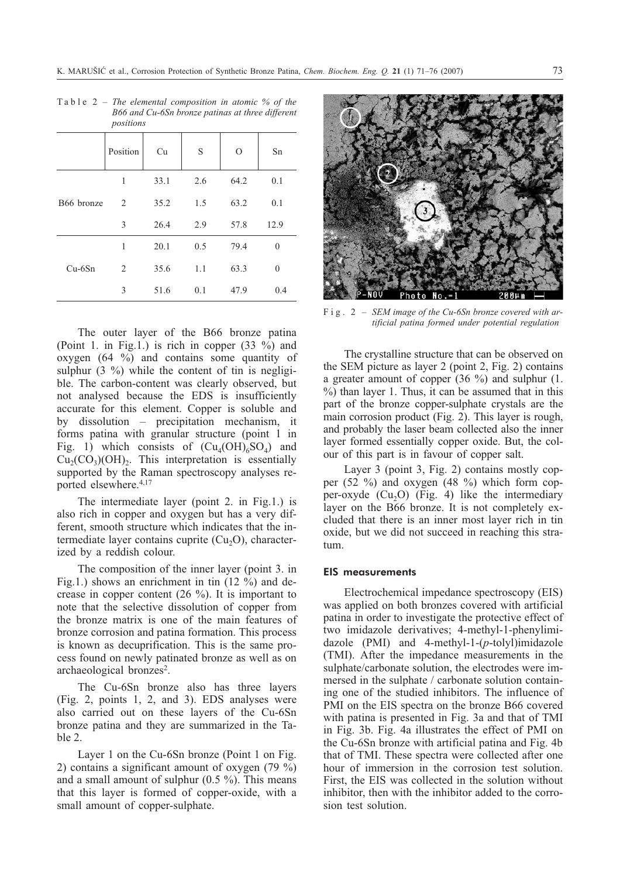Table 2 – *The elemental composition in atomic % of the B66 and Cu-6Sn bronze patinas at three different positions*

| | Position | Cu | S | O | Sn |
|---|---|---|---|---|---|
| B66 bronze | 1 | 33.1 | 2.6 | 64.2 | 0.1 |
| | 2 | 35.2 | 1.5 | 63.2 | 0.1 |
| | 3 | 26.4 | 2.9 | 57.8 | 12.9 |
| Cu-6Sn | 1 | 20.1 | 0.5 | 79.4 | 0 |
| | 2 | 35.6 | 1.1 | 63.3 | 0 |
| | 3 | 51.6 | 0.1 | 47.9 | 0.4 |

The outer layer of the B66 bronze patina (Point 1. in Fig.1.) is rich in copper (33 %) and oxygen (64 %) and contains some quantity of sulphur (3 %) while the content of tin is negligible. The carbon-content was clearly observed, but not analysed because the EDS is insufficiently accurate for this element. Copper is soluble and by dissolution – precipitation mechanism, it forms patina with granular structure (point 1 in Fig. 1) which consists of ($Cu_4(OH)_6SO_4$) and $Cu_2(CO_3)(OH)_2$. This interpretation is essentially supported by the Raman spectroscopy analyses reported elsewhere.[4,17]

The intermediate layer (point 2. in Fig.1.) is also rich in copper and oxygen but has a very different, smooth structure which indicates that the intermediate layer contains cuprite ($Cu_2O$), characterized by a reddish colour.

The composition of the inner layer (point 3. in Fig.1.) shows an enrichment in tin (12 %) and decrease in copper content (26 %). It is important to note that the selective dissolution of copper from the bronze matrix is one of the main features of bronze corrosion and patina formation. This process is known as decuprification. This is the same process found on newly patinated bronze as well as on archaeological bronzes[2].

The Cu-6Sn bronze also has three layers (Fig. 2, points 1, 2, and 3). EDS analyses were also carried out on these layers of the Cu-6Sn bronze patina and they are summarized in the Table 2.

Layer 1 on the Cu-6Sn bronze (Point 1 on Fig. 2) contains a significant amount of oxygen (79 %) and a small amount of sulphur (0.5 %). This means that this layer is formed of copper-oxide, with a small amount of copper-sulphate.

Fig. 2 – *SEM image of the Cu-6Sn bronze covered with artificial patina formed under potential regulation*

The crystalline structure that can be observed on the SEM picture as layer 2 (point 2, Fig. 2) contains a greater amount of copper (36 %) and sulphur (1. %) than layer 1. Thus, it can be assumed that in this part of the bronze copper-sulphate crystals are the main corrosion product (Fig. 2). This layer is rough, and probably the laser beam collected also the inner layer formed essentially copper oxide. But, the colour of this part is in favour of copper salt.

Layer 3 (point 3, Fig. 2) contains mostly copper (52 %) and oxygen (48 %) which form copper-oxyde ($Cu_2O$) (Fig. 4) like the intermediary layer on the B66 bronze. It is not completely excluded that there is an inner most layer rich in tin oxide, but we did not succeed in reaching this stratum.

#### EIS measurements

Electrochemical impedance spectroscopy (EIS) was applied on both bronzes covered with artificial patina in order to investigate the protective effect of two imidazole derivatives; 4-methyl-1-phenylimidazole (PMI) and 4-methyl-1-(*p*-tolyl)imidazole (TMI). After the impedance measurements in the sulphate/carbonate solution, the electrodes were immersed in the sulphate / carbonate solution containing one of the studied inhibitors. The influence of PMI on the EIS spectra on the bronze B66 covered with patina is presented in Fig. 3a and that of TMI in Fig. 3b. Fig. 4a illustrates the effect of PMI on the Cu-6Sn bronze with artificial patina and Fig. 4b that of TMI. These spectra were collected after one hour of immersion in the corrosion test solution. First, the EIS was collected in the solution without inhibitor, then with the inhibitor added to the corrosion test solution.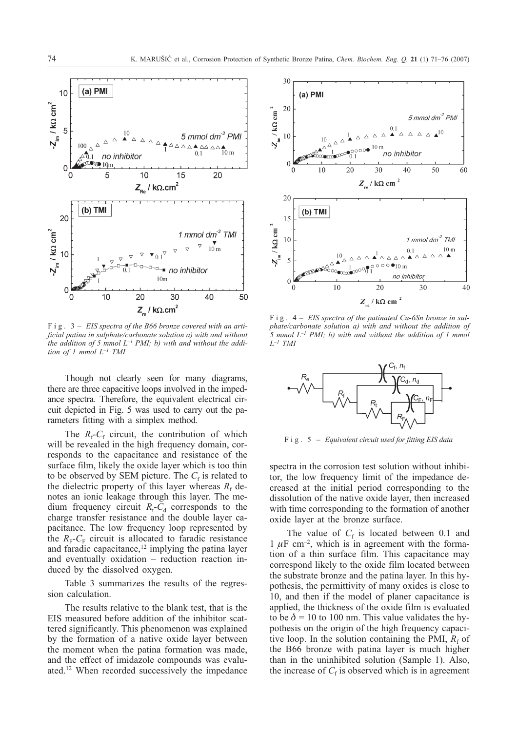Fig. 3 – *EIS spectra of the B66 bronze covered with an artificial patina in sulphate/carbonate solution a) with and without the addition of 5 mmol $L^{-1}$ PMI; b) with and without the addition of 1 mmol $L^{-1}$ TMI*

Fig. 4 – *EIS spectra of the patinated Cu-6Sn bronze in sulphate/carbonate solution a) with and without the addition of 5 mmol $L^{-1}$ PMI; b) with and without the addition of 1 mmol $L^{-1}$ TMI*

Fig. 5 – *Equivalent circuit used for fitting EIS data*

Though not clearly seen for many diagrams, there are three capacitive loops involved in the impedance spectra. Therefore, the equivalent electrical circuit depicted in Fig. 5 was used to carry out the parameters fitting with a simplex method.

The $R_f$-$C_f$ circuit, the contribution of which will be revealed in the high frequency domain, corresponds to the capacitance and resistance of the surface film, likely the oxide layer which is too thin to be observed by SEM picture. The $C_f$ is related to the dielectric property of this layer whereas $R_f$ denotes an ionic leakage through this layer. The medium frequency circuit $R_t$-$C_d$ corresponds to the charge transfer resistance and the double layer capacitance. The low frequency loop represented by the $R_F$-$C_F$ circuit is allocated to faradic resistance and faradic capacitance,[12] implying the patina layer and eventually oxidation – reduction reaction induced by the dissolved oxygen.

Table 3 summarizes the results of the regression calculation.

The results relative to the blank test, that is the EIS measured before addition of the inhibitor scattered significantly. This phenomenon was explained by the formation of a native oxide layer between the moment when the patina formation was made, and the effect of imidazole compounds was evaluated.[12] When recorded successively the impedance spectra in the corrosion test solution without inhibitor, the low frequency limit of the impedance decreased at the initial period corresponding to the dissolution of the native oxide layer, then increased with time corresponding to the formation of another oxide layer at the bronze surface.

The value of $C_f$ is located between 0.1 and 1 $\mu$F $cm^{-2}$, which is in agreement with the formation of a thin surface film. This capacitance may correspond likely to the oxide film located between the substrate bronze and the patina layer. In this hypothesis, the permittivity of many oxides is close to 10, and then if the model of planer capacitance is applied, the thickness of the oxide film is evaluated to be $\delta$ = 10 to 100 nm. This value validates the hypothesis on the origin of the high frequency capacitive loop. In the solution containing the PMI, $R_f$ of the B66 bronze with patina layer is much higher than in the uninhibited solution (Sample 1). Also, the increase of $C_f$ is observed which is in agreement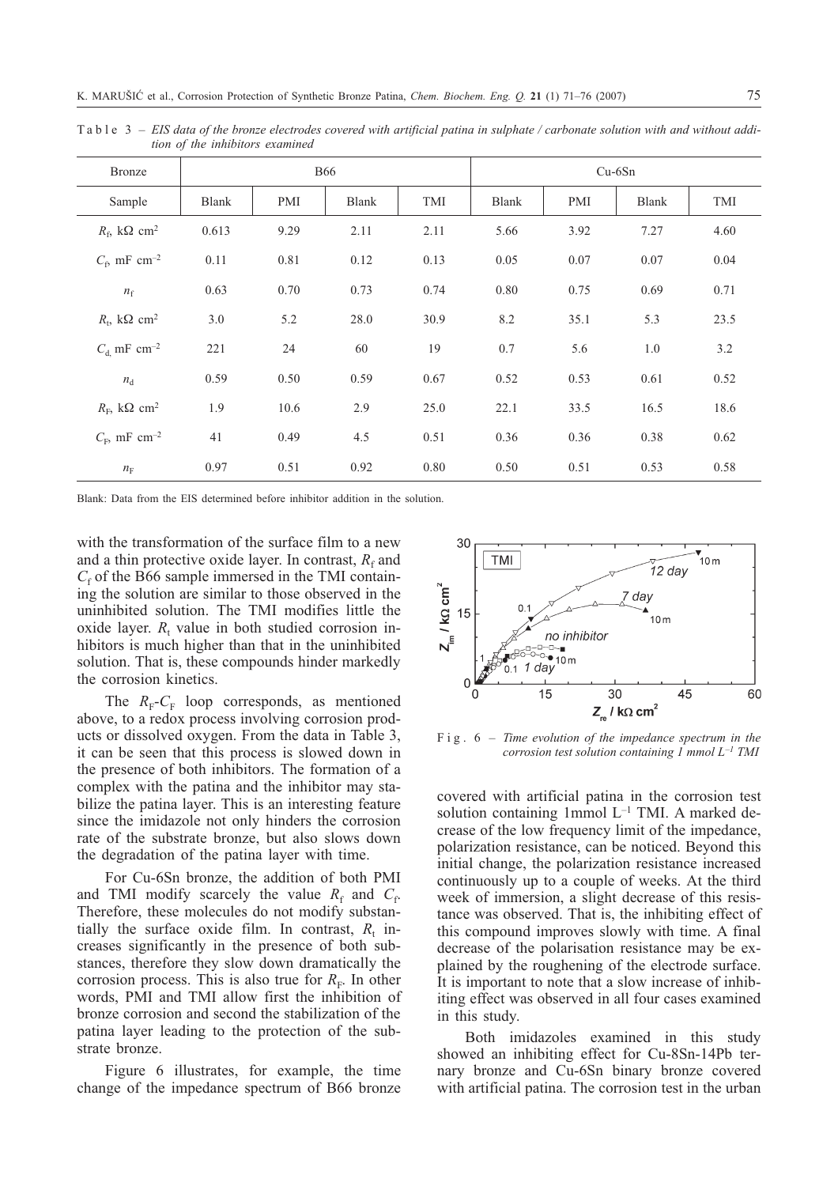Table 3 – *EIS data of the bronze electrodes covered with artificial patina in sulphate / carbonate solution with and without addition of the inhibitors examined*

| Bronze | B66 | | | | Cu-6Sn | | | |
|---|---|---|---|---|---|---|---|---|
| Sample | Blank | PMI | Blank | TMI | Blank | PMI | Blank | TMI |
| $R_f$, kΩ cm$^2$ | 0.613 | 9.29 | 2.11 | 2.11 | 5.66 | 3.92 | 7.27 | 4.60 |
| $C_f$, mF cm$^{-2}$ | 0.11 | 0.81 | 0.12 | 0.13 | 0.05 | 0.07 | 0.07 | 0.04 |
| $n_f$ | 0.63 | 0.70 | 0.73 | 0.74 | 0.80 | 0.75 | 0.69 | 0.71 |
| $R_t$, kΩ cm$^2$ | 3.0 | 5.2 | 28.0 | 30.9 | 8.2 | 35.1 | 5.3 | 23.5 |
| $C_d$, mF cm$^{-2}$ | 221 | 24 | 60 | 19 | 0.7 | 5.6 | 1.0 | 3.2 |
| $n_d$ | 0.59 | 0.50 | 0.59 | 0.67 | 0.52 | 0.53 | 0.61 | 0.52 |
| $R_F$, kΩ cm$^2$ | 1.9 | 10.6 | 2.9 | 25.0 | 22.1 | 33.5 | 16.5 | 18.6 |
| $C_F$, mF cm$^{-2}$ | 41 | 0.49 | 4.5 | 0.51 | 0.36 | 0.36 | 0.38 | 0.62 |
| $n_F$ | 0.97 | 0.51 | 0.92 | 0.80 | 0.50 | 0.51 | 0.53 | 0.58 |

Blank: Data from the EIS determined before inhibitor addition in the solution.

with the transformation of the surface film to a new and a thin protective oxide layer. In contrast, $R_f$ and $C_f$ of the B66 sample immersed in the TMI containing the solution are similar to those observed in the uninhibited solution. The TMI modifies little the oxide layer. $R_t$ value in both studied corrosion inhibitors is much higher than that in the uninhibited solution. That is, these compounds hinder markedly the corrosion kinetics.

The $R_F$-$C_F$ loop corresponds, as mentioned above, to a redox process involving corrosion products or dissolved oxygen. From the data in Table 3, it can be seen that this process is slowed down in the presence of both inhibitors. The formation of a complex with the patina and the inhibitor may stabilize the patina layer. This is an interesting feature since the imidazole not only hinders the corrosion rate of the substrate bronze, but also slows down the degradation of the patina layer with time.

For Cu-6Sn bronze, the addition of both PMI and TMI modify scarcely the value $R_f$ and $C_f$. Therefore, these molecules do not modify substantially the surface oxide film. In contrast, $R_t$ increases significantly in the presence of both substances, therefore they slow down dramatically the corrosion process. This is also true for $R_F$. In other words, PMI and TMI allow first the inhibition of bronze corrosion and second the stabilization of the patina layer leading to the protection of the substrate bronze.

Figure 6 illustrates, for example, the time change of the impedance spectrum of B66 bronze covered with artificial patina in the corrosion test solution containing 1mmol L$^{-1}$ TMI. A marked decrease of the low frequency limit of the impedance, polarization resistance, can be noticed. Beyond this initial change, the polarization resistance increased continuously up to a couple of weeks. At the third week of immersion, a slight decrease of this resistance was observed. That is, the inhibiting effect of this compound improves slowly with time. A final decrease of the polarisation resistance may be explained by the roughening of the electrode surface. It is important to note that a slow increase of inhibiting effect was observed in all four cases examined in this study.

Fig. 6 – *Time evolution of the impedance spectrum in the corrosion test solution containing 1 mmol L$^{-1}$ TMI*

Both imidazoles examined in this study showed an inhibiting effect for Cu-8Sn-14Pb ternary bronze and Cu-6Sn binary bronze covered with artificial patina. The corrosion test in the urban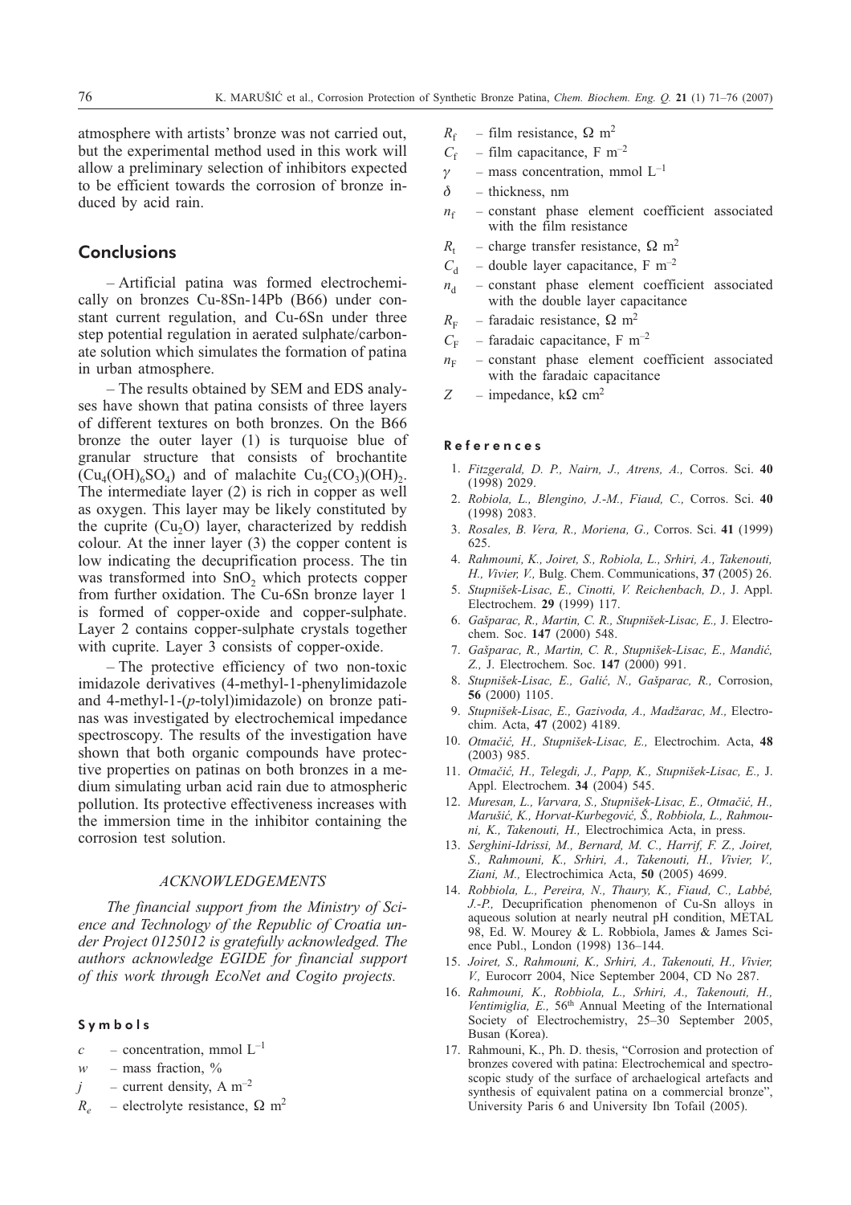atmosphere with artists' bronze was not carried out, but the experimental method used in this work will allow a preliminary selection of inhibitors expected to be efficient towards the corrosion of bronze induced by acid rain.

## Conclusions

– Artificial patina was formed electrochemically on bronzes Cu-8Sn-14Pb (B66) under constant current regulation, and Cu-6Sn under three step potential regulation in aerated sulphate/carbonate solution which simulates the formation of patina in urban atmosphere.

– The results obtained by SEM and EDS analyses have shown that patina consists of three layers of different textures on both bronzes. On the B66 bronze the outer layer (1) is turquoise blue of granular structure that consists of brochantite ($Cu_4(OH)_6SO_4$) and of malachite $Cu_2(CO_3)(OH)_2$. The intermediate layer (2) is rich in copper as well as oxygen. This layer may be likely constituted by the cuprite ($Cu_2O$) layer, characterized by reddish colour. At the inner layer (3) the copper content is low indicating the decuprification process. The tin was transformed into $SnO_2$ which protects copper from further oxidation. The Cu-6Sn bronze layer 1 is formed of copper-oxide and copper-sulphate. Layer 2 contains copper-sulphate crystals together with cuprite. Layer 3 consists of copper-oxide.

– The protective efficiency of two non-toxic imidazole derivatives (4-methyl-1-phenylimidazole and 4-methyl-1-(*p*-tolyl)imidazole) on bronze patinas was investigated by electrochemical impedance spectroscopy. The results of the investigation have shown that both organic compounds have protective properties on patinas on both bronzes in a medium simulating urban acid rain due to atmospheric pollution. Its protective effectiveness increases with the immersion time in the inhibitor containing the corrosion test solution.

### ACKNOWLEDGEMENTS

*The financial support from the Ministry of Science and Technology of the Republic of Croatia under Project 0125012 is gratefully acknowledged. The authors acknowledge EGIDE for financial support of this work through EcoNet and Cogito projects.*

### Symbols

- $c$ – concentration, mmol $L^{-1}$
- $w$ – mass fraction, %
- $j$ – current density, A $m^{-2}$
- $R_e$ – electrolyte resistance, $\Omega$ $m^2$
- $R_f$ – film resistance, $\Omega$ $m^2$
- $C_f$ – film capacitance, F $m^{-2}$
- $\gamma$ – mass concentration, mmol $L^{-1}$
- $\delta$ – thickness, nm
- $n_f$ – constant phase element coefficient associated with the film resistance
- $R_t$ – charge transfer resistance, $\Omega$ $m^2$
- $C_d$ – double layer capacitance, F $m^{-2}$
- $n_d$ – constant phase element coefficient associated with the double layer capacitance
- $R_F$ – faradaic resistance, $\Omega$ $m^2$
- $C_F$ – faradaic capacitance, F $m^{-2}$
- $n_F$ – constant phase element coefficient associated with the faradaic capacitance
- $Z$ – impedance, k$\Omega$ $cm^2$

### References

1. *Fitzgerald, D. P., Nairn, J., Atrens, A.,* Corros. Sci. **40** (1998) 2029.
2. *Robiola, L., Blengino, J.-M., Fiaud, C.,* Corros. Sci. **40** (1998) 2083.
3. *Rosales, B. Vera, R., Moriena, G.,* Corros. Sci. **41** (1999) 625.
4. *Rahmouni, K., Joiret, S., Robiola, L., Srhiri, A., Takenouti, H., Vivier, V.,* Bulg. Chem. Communications, **37** (2005) 26.
5. *Stupnišek-Lisac, E., Cinotti, V. Reichenbach, D.,* J. Appl. Electrochem. **29** (1999) 117.
6. *Gašparac, R., Martin, C. R., Stupnišek-Lisac, E.,* J. Electrochem. Soc. **147** (2000) 548.
7. *Gašparac, R., Martin, C. R., Stupnišek-Lisac, E., Mandić, Z.,* J. Electrochem. Soc. **147** (2000) 991.
8. *Stupnišek-Lisac, E., Galić, N., Gašparac, R.,* Corrosion, **56** (2000) 1105.
9. *Stupnišek-Lisac, E., Gazivoda, A., Madžarac, M.,* Electrochim. Acta, **47** (2002) 4189.
10. *Otmačić, H., Stupnišek-Lisac, E.,* Electrochim. Acta, **48** (2003) 985.
11. *Otmačić, H., Telegdi, J., Papp, K., Stupnišek-Lisac, E.,* J. Appl. Electrochem. **34** (2004) 545.
12. *Muresan, L., Varvara, S., Stupnišek-Lisac, E., Otmačić, H., Marušić, K., Horvat-Kurbegović, Š., Robbiola, L., Rahmouni, K., Takenouti, H.,* Electrochimica Acta, in press.
13. *Serghini-Idrissi, M., Bernard, M. C., Harrif, F. Z., Joiret, S., Rahmouni, K., Srhiri, A., Takenouti, H., Vivier, V., Ziani, M.,* Electrochimica Acta, **50** (2005) 4699.
14. *Robbiola, L., Pereira, N., Thaury, K., Fiaud, C., Labbé, J.-P.,* Decuprification phenomenon of Cu-Sn alloys in aqueous solution at nearly neutral pH condition, METAL 98, Ed. W. Mourey & L. Robbiola, James & James Science Publ., London (1998) 136–144.
15. *Joiret, S., Rahmouni, K., Srhiri, A., Takenouti, H., Vivier, V.,* Eurocorr 2004, Nice September 2004, CD No 287.
16. *Rahmouni, K., Robbiola, L., Srhiri, A., Takenouti, H., Ventimiglia, E.,* 56th Annual Meeting of the International Society of Electrochemistry, 25–30 September 2005, Busan (Korea).
17. Rahmouni, K., Ph. D. thesis, "Corrosion and protection of bronzes covered with patina: Electrochemical and spectroscopic study of the surface of archaeological artefacts and synthesis of equivalent patina on a commercial bronze", University Paris 6 and University Ibn Tofail (2005).